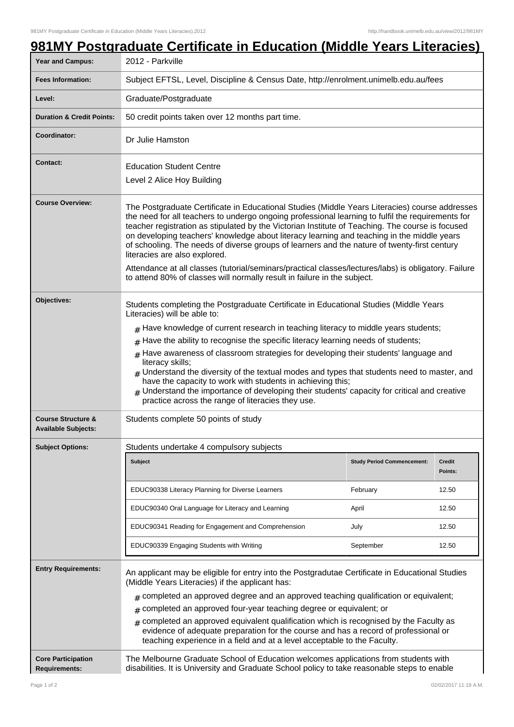# 981MY Postgraduate Certificate in Education (Middle Years Literacies)

| | |
|---|---|
| **Year and Campus:** | 2012 - Parkville |
| **Fees Information:** | Subject EFTSL, Level, Discipline & Census Date, http://enrolment.unimelb.edu.au/fees |
| **Level:** | Graduate/Postgraduate |
| **Duration & Credit Points:** | 50 credit points taken over 12 months part time. |
| **Coordinator:** | Dr Julie Hamston |
| **Contact:** | Education Student Centre<br>Level 2 Alice Hoy Building |
| **Course Overview:** | The Postgraduate Certificate in Educational Studies (Middle Years Literacies) course addresses the need for all teachers to undergo ongoing professional learning to fulfil the requirements for teacher registration as stipulated by the Victorian Institute of Teaching. The course is focused on developing teachers' knowledge about literacy learning and teaching in the middle years of schooling. The needs of diverse groups of learners and the nature of twenty-first century literacies are also explored.<br><br>Attendance at all classes (tutorial/seminars/practical classes/lectures/labs) is obligatory. Failure to attend 80% of classes will normally result in failure in the subject. |
| **Objectives:** | Students completing the Postgraduate Certificate in Educational Studies (Middle Years Literacies) will be able to:<br># Have knowledge of current research in teaching literacy to middle years students;<br># Have the ability to recognise the specific literacy learning needs of students;<br># Have awareness of classroom strategies for developing their students' language and literacy skills;<br># Understand the diversity of the textual modes and types that students need to master, and have the capacity to work with students in achieving this;<br># Understand the importance of developing their students' capacity for critical and creative practice across the range of literacies they use. |
| **Course Structure & Available Subjects:** | Students complete 50 points of study |
| **Subject Options:** | Students undertake 4 compulsory subjects |

| Subject | Study Period Commencement: | Credit Points: |
|---|---|---|
| EDUC90338 Literacy Planning for Diverse Learners | February | 12.50 |
| EDUC90340 Oral Language for Literacy and Learning | April | 12.50 |
| EDUC90341 Reading for Engagement and Comprehension | July | 12.50 |
| EDUC90339 Engaging Students with Writing | September | 12.50 |

| | |
|---|---|
| **Entry Requirements:** | An applicant may be eligible for entry into the Postgradutae Certificate in Educational Studies (Middle Years Literacies) if the applicant has:<br># completed an approved degree and an approved teaching qualification or equivalent;<br># completed an approved four-year teaching degree or equivalent; or<br># completed an approved equivalent qualification which is recognised by the Faculty as evidence of adequate preparation for the course and has a record of professional or teaching experience in a field and at a level acceptable to the Faculty. |
| **Core Participation Requirements:** | The Melbourne Graduate School of Education welcomes applications from students with disabilities. It is University and Graduate School policy to take reasonable steps to enable |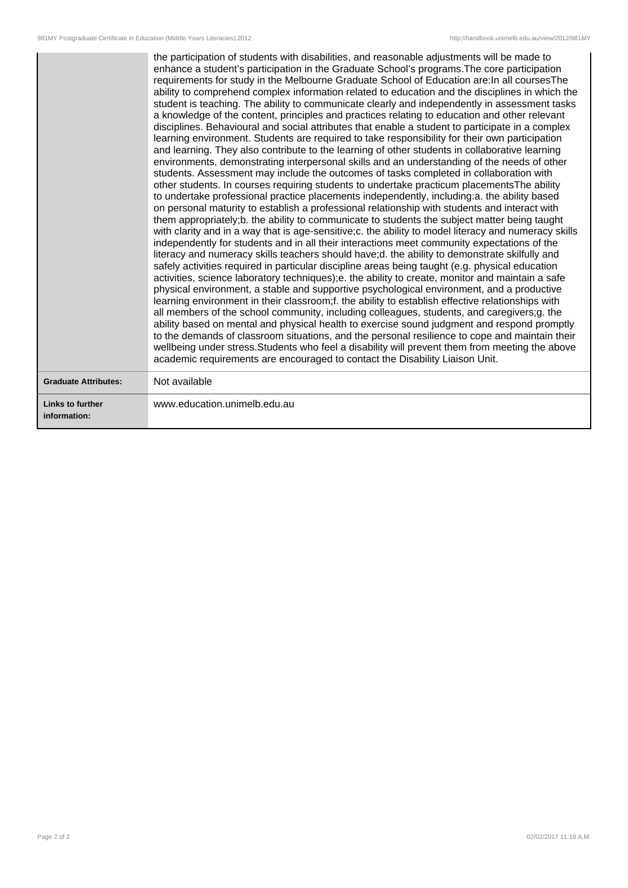| | |
|---|---|
| | the participation of students with disabilities, and reasonable adjustments will be made to enhance a student's participation in the Graduate School's programs.The core participation requirements for study in the Melbourne Graduate School of Education are:In all coursesThe ability to comprehend complex information related to education and the disciplines in which the student is teaching. The ability to communicate clearly and independently in assessment tasks a knowledge of the content, principles and practices relating to education and other relevant disciplines. Behavioural and social attributes that enable a student to participate in a complex learning environment. Students are required to take responsibility for their own participation and learning. They also contribute to the learning of other students in collaborative learning environments, demonstrating interpersonal skills and an understanding of the needs of other students. Assessment may include the outcomes of tasks completed in collaboration with other students. In courses requiring students to undertake practicum placementsThe ability to undertake professional practice placements independently, including:a. the ability based on personal maturity to establish a professional relationship with students and interact with them appropriately;b. the ability to communicate to students the subject matter being taught with clarity and in a way that is age-sensitive;c. the ability to model literacy and numeracy skills independently for students and in all their interactions meet community expectations of the literacy and numeracy skills teachers should have;d. the ability to demonstrate skilfully and safely activities required in particular discipline areas being taught (e.g. physical education activities, science laboratory techniques);e. the ability to create, monitor and maintain a safe physical environment, a stable and supportive psychological environment, and a productive learning environment in their classroom;f. the ability to establish effective relationships with all members of the school community, including colleagues, students, and caregivers;g. the ability based on mental and physical health to exercise sound judgment and respond promptly to the demands of classroom situations, and the personal resilience to cope and maintain their wellbeing under stress.Students who feel a disability will prevent them from meeting the above academic requirements are encouraged to contact the Disability Liaison Unit. |
| **Graduate Attributes:** | Not available |
| **Links to further information:** | www.education.unimelb.edu.au |